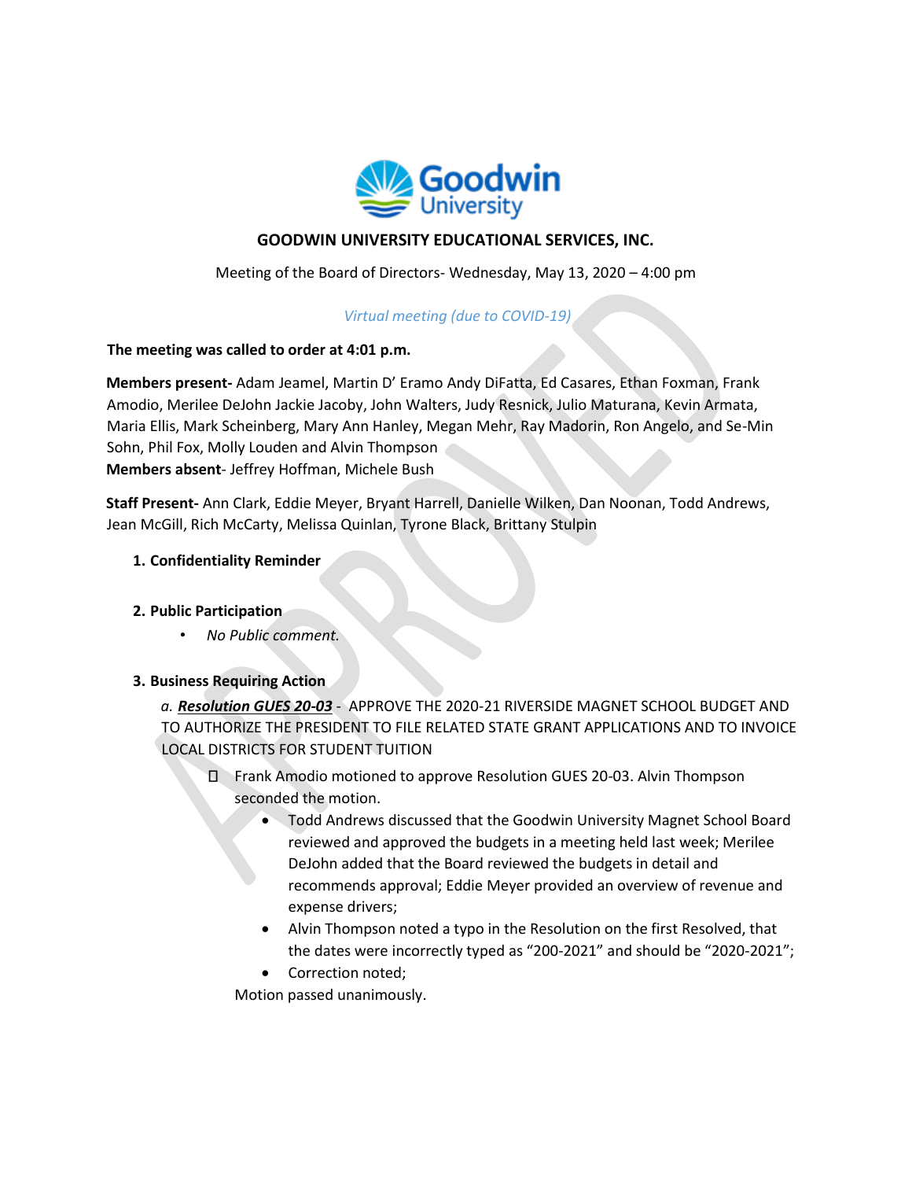# GOODWIN UNIVERSITY EDUCATIONAL SERVICES, INC.

Meeting of the Board of Directors- Wednesday, May 13, 2020 – 4:00 pm

*Virtual meeting (due to COVID-19)*

**The meeting was called to order at 4:01 p.m.**

**Members present-** Adam Jeamel, Martin D' Eramo Andy DiFatta, Ed Casares, Ethan Foxman, Frank Amodio, Merilee DeJohn Jackie Jacoby, John Walters, Judy Resnick, Julio Maturana, Kevin Armata, Maria Ellis, Mark Scheinberg, Mary Ann Hanley, Megan Mehr, Ray Madorin, Ron Angelo, and Se-Min Sohn, Phil Fox, Molly Louden and Alvin Thompson
**Members absent**- Jeffrey Hoffman, Michele Bush

**Staff Present-** Ann Clark, Eddie Meyer, Bryant Harrell, Danielle Wilken, Dan Noonan, Todd Andrews, Jean McGill, Rich McCarty, Melissa Quinlan, Tyrone Black, Brittany Stulpin

1. **Confidentiality Reminder**

2. **Public Participation**
   - *No Public comment.*

3. **Business Requiring Action**

   a. ***Resolution GUES 20-03*** - APPROVE THE 2020-21 RIVERSIDE MAGNET SCHOOL BUDGET AND TO AUTHORIZE THE PRESIDENT TO FILE RELATED STATE GRANT APPLICATIONS AND TO INVOICE LOCAL DISTRICTS FOR STUDENT TUITION

   - Frank Amodio motioned to approve Resolution GUES 20-03. Alvin Thompson seconded the motion.
     - Todd Andrews discussed that the Goodwin University Magnet School Board reviewed and approved the budgets in a meeting held last week; Merilee DeJohn added that the Board reviewed the budgets in detail and recommends approval; Eddie Meyer provided an overview of revenue and expense drivers;
     - Alvin Thompson noted a typo in the Resolution on the first Resolved, that the dates were incorrectly typed as "200-2021" and should be "2020-2021";
     - Correction noted;

   Motion passed unanimously.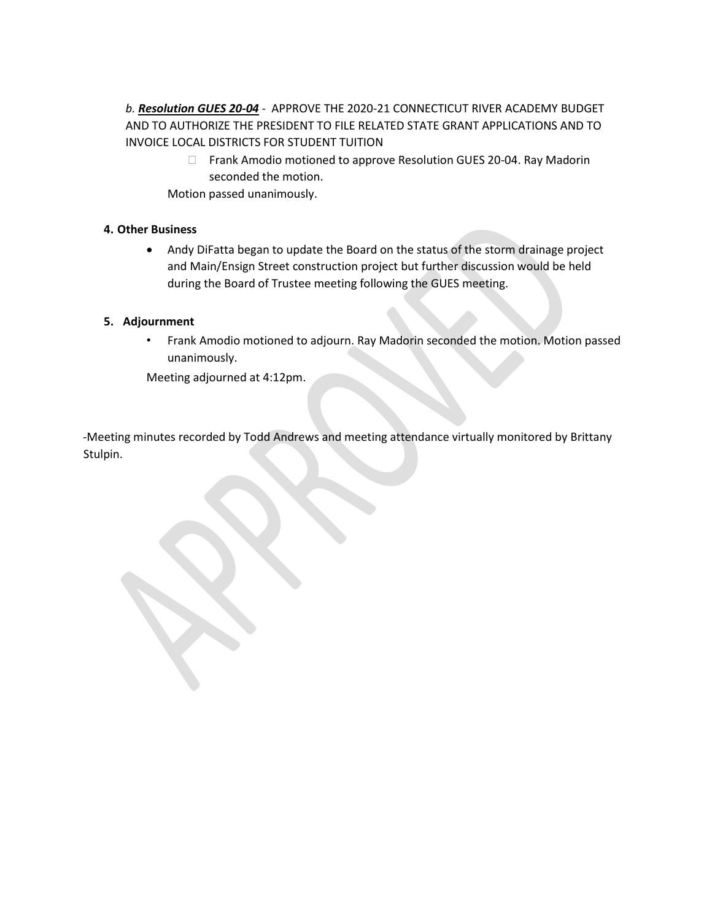*b.* ***Resolution GUES 20-04*** - APPROVE THE 2020-21 CONNECTICUT RIVER ACADEMY BUDGET AND TO AUTHORIZE THE PRESIDENT TO FILE RELATED STATE GRANT APPLICATIONS AND TO INVOICE LOCAL DISTRICTS FOR STUDENT TUITION

- Frank Amodio motioned to approve Resolution GUES 20-04. Ray Madorin seconded the motion.

Motion passed unanimously.

**4. Other Business**

- Andy DiFatta began to update the Board on the status of the storm drainage project and Main/Ensign Street construction project but further discussion would be held during the Board of Trustee meeting following the GUES meeting.

**5. Adjournment**

- Frank Amodio motioned to adjourn. Ray Madorin seconded the motion. Motion passed unanimously.

Meeting adjourned at 4:12pm.

-Meeting minutes recorded by Todd Andrews and meeting attendance virtually monitored by Brittany Stulpin.